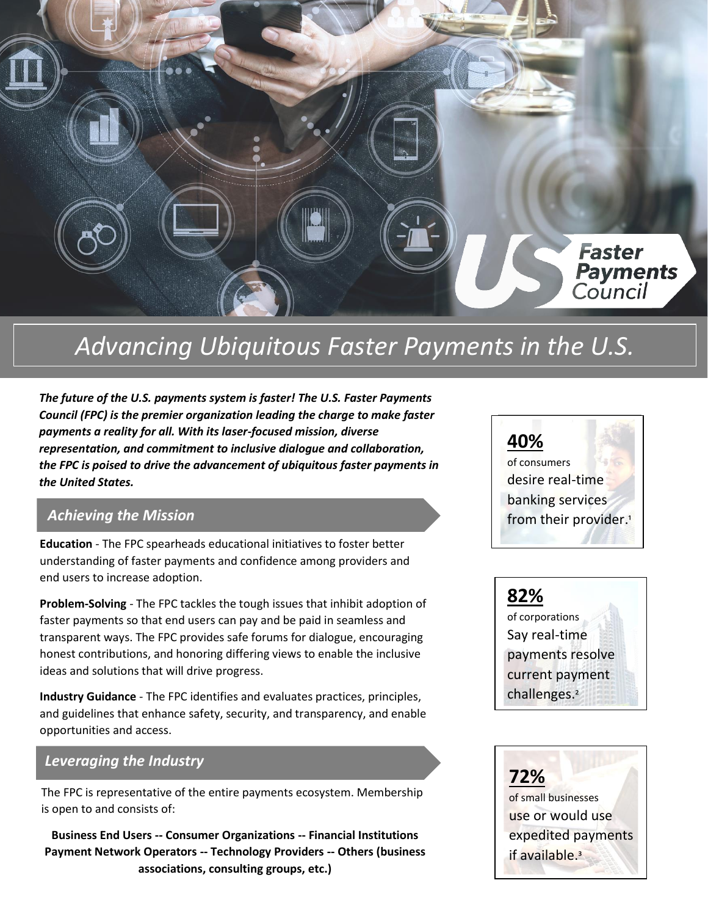# Advancing Ubiquitous Faster Payments in the U.S.

***The future of the U.S. payments system is faster! The U.S. Faster Payments Council (FPC) is the premier organization leading the charge to make faster payments a reality for all. With its laser-focused mission, diverse representation, and commitment to inclusive dialogue and collaboration, the FPC is poised to drive the advancement of ubiquitous faster payments in the United States.***

## *Achieving the Mission*

**Education** - The FPC spearheads educational initiatives to foster better understanding of faster payments and confidence among providers and end users to increase adoption.

**Problem-Solving** - The FPC tackles the tough issues that inhibit adoption of faster payments so that end users can pay and be paid in seamless and transparent ways. The FPC provides safe forums for dialogue, encouraging honest contributions, and honoring differing views to enable the inclusive ideas and solutions that will drive progress.

**Industry Guidance** - The FPC identifies and evaluates practices, principles, and guidelines that enhance safety, security, and transparency, and enable opportunities and access.

## *Leveraging the Industry*

The FPC is representative of the entire payments ecosystem. Membership is open to and consists of:

**Business End Users -- Consumer Organizations -- Financial Institutions Payment Network Operators -- Technology Providers -- Others (business associations, consulting groups, etc.)**

**40%**
of consumers
desire real-time banking services from their provider.[1]

**82%**
of corporations
Say real-time payments resolve current payment challenges.[2]

**72%**
of small businesses
use or would use expedited payments if available.[3]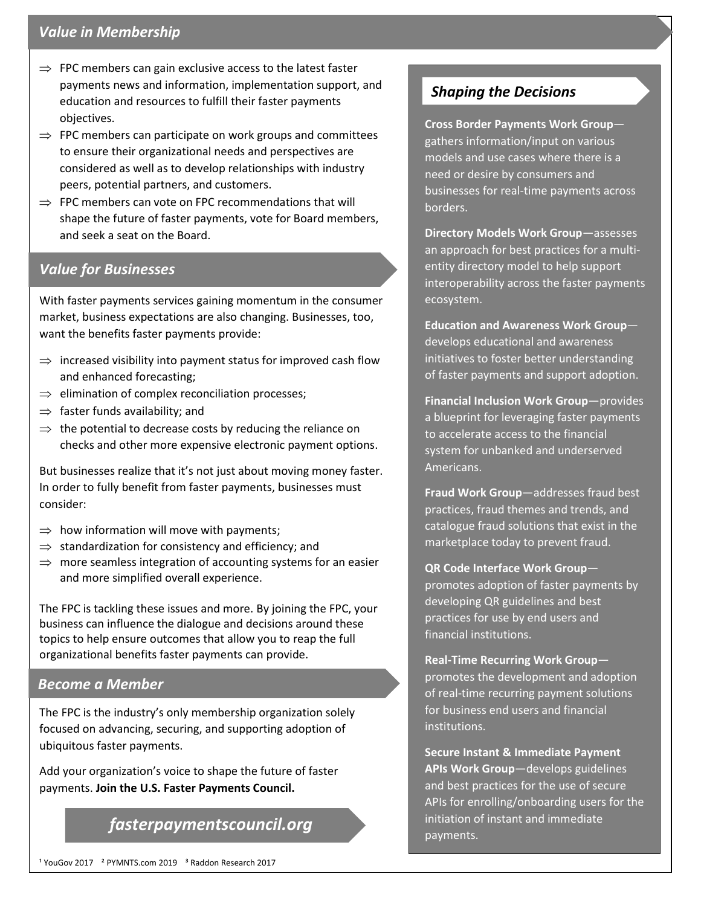## Value in Membership

- ⇒ FPC members can gain exclusive access to the latest faster payments news and information, implementation support, and education and resources to fulfill their faster payments objectives.
- ⇒ FPC members can participate on work groups and committees to ensure their organizational needs and perspectives are considered as well as to develop relationships with industry peers, potential partners, and customers.
- ⇒ FPC members can vote on FPC recommendations that will shape the future of faster payments, vote for Board members, and seek a seat on the Board.

## Value for Businesses

With faster payments services gaining momentum in the consumer market, business expectations are also changing. Businesses, too, want the benefits faster payments provide:

- ⇒ increased visibility into payment status for improved cash flow and enhanced forecasting;
- ⇒ elimination of complex reconciliation processes;
- ⇒ faster funds availability; and
- ⇒ the potential to decrease costs by reducing the reliance on checks and other more expensive electronic payment options.

But businesses realize that it's not just about moving money faster. In order to fully benefit from faster payments, businesses must consider:

- ⇒ how information will move with payments;
- ⇒ standardization for consistency and efficiency; and
- ⇒ more seamless integration of accounting systems for an easier and more simplified overall experience.

The FPC is tackling these issues and more. By joining the FPC, your business can influence the dialogue and decisions around these topics to help ensure outcomes that allow you to reap the full organizational benefits faster payments can provide.

## Become a Member

The FPC is the industry's only membership organization solely focused on advancing, securing, and supporting adoption of ubiquitous faster payments.

Add your organization's voice to shape the future of faster payments. **Join the U.S. Faster Payments Council.**

***fasterpaymentscouncil.org***

## Shaping the Decisions

**Cross Border Payments Work Group**—gathers information/input on various models and use cases where there is a need or desire by consumers and businesses for real-time payments across borders.

**Directory Models Work Group**—assesses an approach for best practices for a multi-entity directory model to help support interoperability across the faster payments ecosystem.

**Education and Awareness Work Group**—develops educational and awareness initiatives to foster better understanding of faster payments and support adoption.

**Financial Inclusion Work Group**—provides a blueprint for leveraging faster payments to accelerate access to the financial system for unbanked and underserved Americans.

**Fraud Work Group**—addresses fraud best practices, fraud themes and trends, and catalogue fraud solutions that exist in the marketplace today to prevent fraud.

**QR Code Interface Work Group**—promotes adoption of faster payments by developing QR guidelines and best practices for use by end users and financial institutions.

**Real-Time Recurring Work Group**—promotes the development and adoption of real-time recurring payment solutions for business end users and financial institutions.

**Secure Instant & Immediate Payment APIs Work Group**—develops guidelines and best practices for the use of secure APIs for enrolling/onboarding users for the initiation of instant and immediate payments.

[1] YouGov 2017 [2] PYMNTS.com 2019 [3] Raddon Research 2017